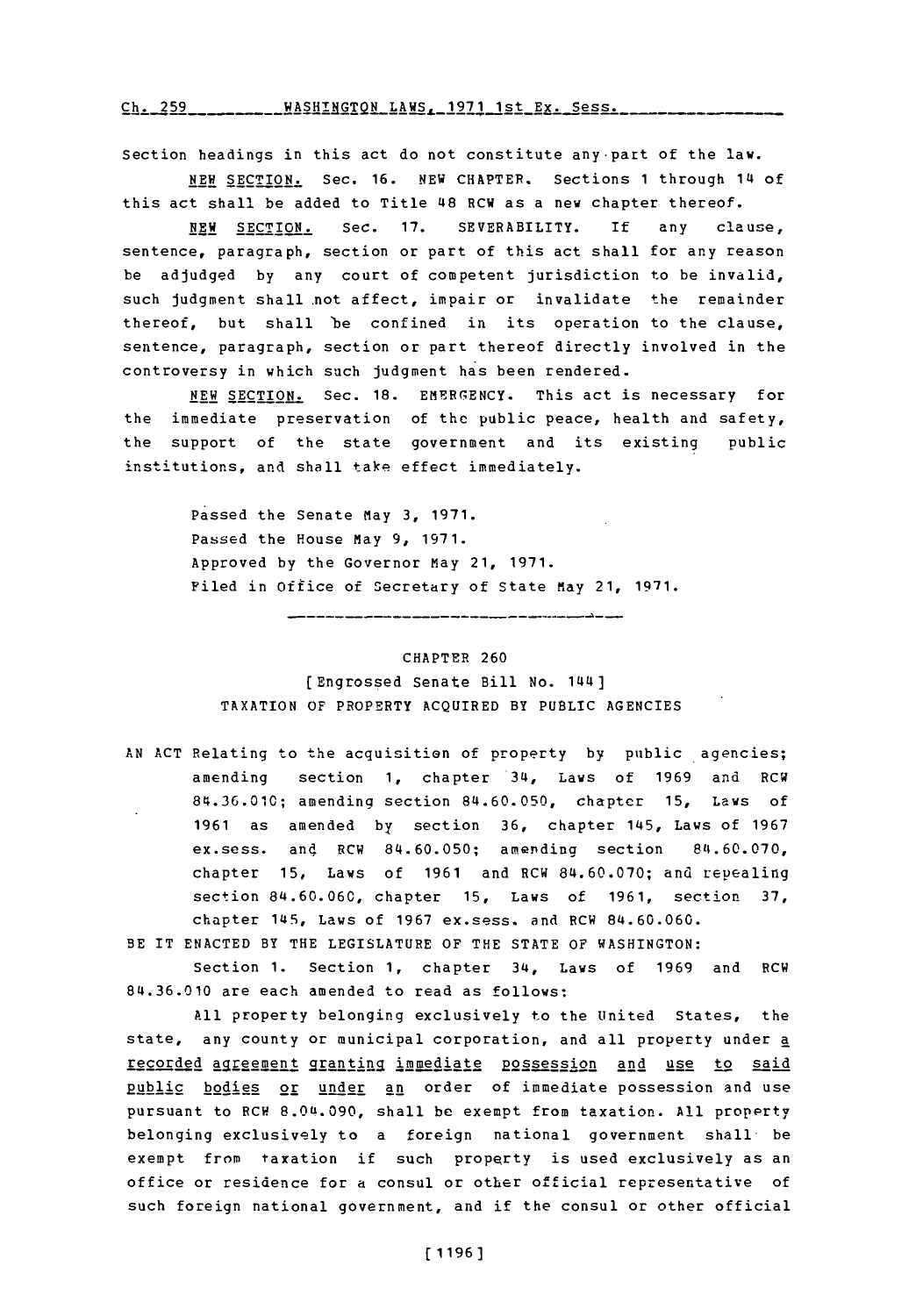Section headings in this act do not constitute any part of the law.

NEW SECTION. Sec. 16. NEW CHAPTER. Sections 1 through 14 of this act shall be added to Title 48 RCW as a new chapter thereof.

NEW SECTION. Sec. 17. SEVERABILITY. If any clause, sentence, paragraph, section or part of this act shall for any reason be adjudged by any court of competent jurisdiction to be invalid, such judgment shall not affect, impair or invalidate the remainder thereof, but shall be confined in its operation to the clause, sentence, paragraph, section or part thereof directly involved in the controversy in which such judgment has been rendered.

NEW SECTION. Sec. 18. EMERGENCY. This act is necessary for the immediate preservation of the public peace, health and safety, the support of the state government and its existing public institutions, and shall take effect immediately.

Passed the Senate May 3, 1971.
Passed the House May 9, 1971.
Approved by the Governor May 21, 1971.
Filed in Office of Secretary of State May 21, 1971.

---

CHAPTER 260

[Engrossed Senate Bill No. 144]

TAXATION OF PROPERTY ACQUIRED BY PUBLIC AGENCIES

AN ACT Relating to the acquisition of property by public agencies; amending section 1, chapter 34, Laws of 1969 and RCW 84.36.010; amending section 84.60.050, chapter 15, Laws of 1961 as amended by section 36, chapter 145, Laws of 1967 ex.sess. and RCW 84.60.050; amending section 84.60.070, chapter 15, Laws of 1961 and RCW 84.60.070; and repealing section 84.60.060, chapter 15, Laws of 1961, section 37, chapter 145, Laws of 1967 ex.sess. and RCW 84.60.060.

BE IT ENACTED BY THE LEGISLATURE OF THE STATE OF WASHINGTON:

Section 1. Section 1, chapter 34, Laws of 1969 and RCW 84.36.010 are each amended to read as follows:

All property belonging exclusively to the United States, the state, any county or municipal corporation, and all property under a recorded agreement granting immediate possession and use to said public bodies or under an order of immediate possession and use pursuant to RCW 8.04.090, shall be exempt from taxation. All property belonging exclusively to a foreign national government shall be exempt from taxation if such property is used exclusively as an office or residence for a consul or other official representative of such foreign national government, and if the consul or other official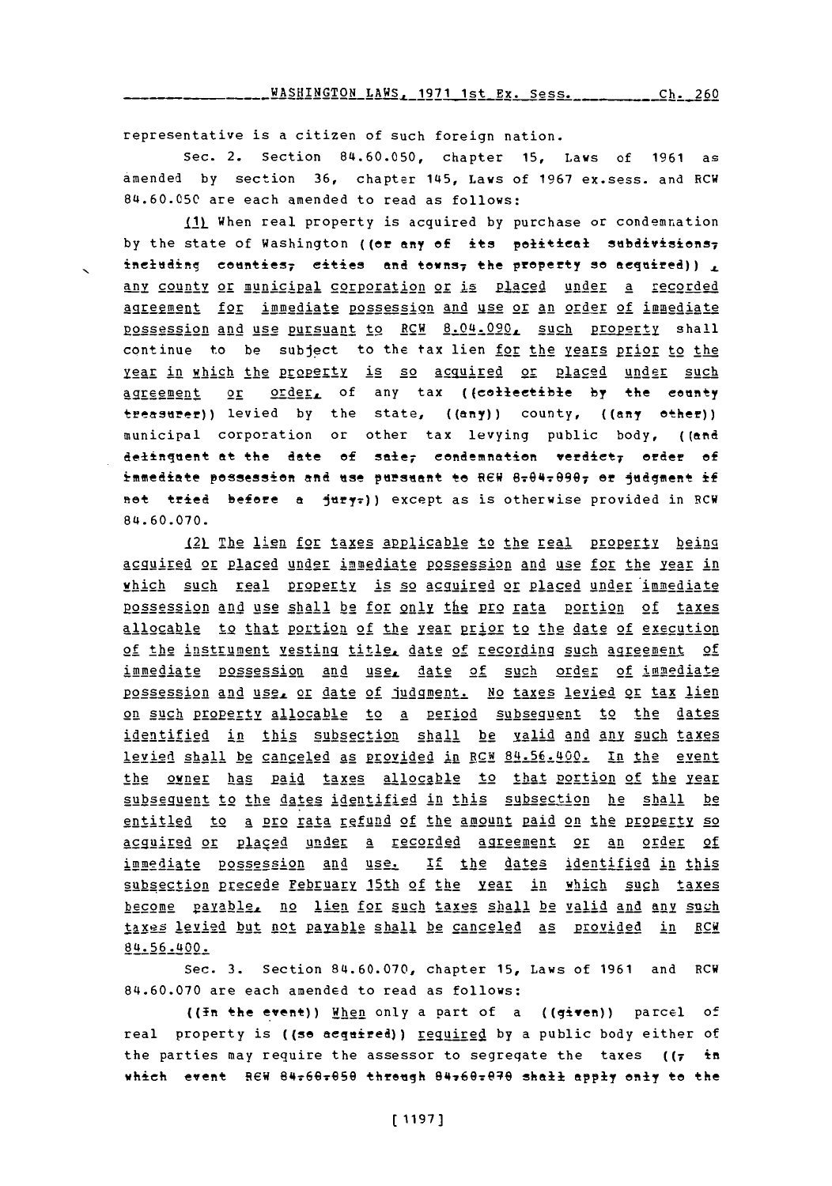representative is a citizen of such foreign nation.

Sec. 2. Section 84.60.050, chapter 15, Laws of 1961 as amended by section 36, chapter 145, Laws of 1967 ex.sess. and RCW 84.60.050 are each amended to read as follows:

(1) When real property is acquired by purchase or condemnation by the state of Washington ((or any of its political subdivisions, including counties, cities and towns, the property so acquired)), any county or municipal corporation or is placed under a recorded agreement for immediate possession and use or an order of immediate possession and use pursuant to RCW 8.04.090, such property shall continue to be subject to the tax lien for the years prior to the year in which the property is so acquired or placed under such agreement or order, of any tax ((collectible by the county treasurer)) levied by the state, ((any)) county, ((any other)) municipal corporation or other tax levying public body, ((and delinquent at the date of sale, condemnation verdict, order of immediate possession and use pursuant to RCW 8.04.090, or judgment if not tried before a jury.)) except as is otherwise provided in RCW 84.60.070.

(2) The lien for taxes applicable to the real property being acquired or placed under immediate possession and use for the year in which such real property is so acquired or placed under immediate possession and use shall be for only the pro rata portion of taxes allocable to that portion of the year prior to the date of execution of the instrument vesting title, date of recording such agreement of immediate possession and use, date of such order of immediate possession and use, or date of judgment. No taxes levied or tax lien on such property allocable to a period subsequent to the dates identified in this subsection shall be valid and any such taxes levied shall be canceled as provided in RCW 84.56.400. In the event the owner has paid taxes allocable to that portion of the year subsequent to the dates identified in this subsection he shall be entitled to a pro rata refund of the amount paid on the property so acquired or placed under a recorded agreement or an order of immediate possession and use. If the dates identified in this subsection precede February 15th of the year in which such taxes become payable, no lien for such taxes shall be valid and any such taxes levied but not payable shall be canceled as provided in RCW 84.56.400.

Sec. 3. Section 84.60.070, chapter 15, Laws of 1961 and RCW 84.60.070 are each amended to read as follows:

((In the event)) When only a part of a ((given)) parcel of real property is ((so acquired)) required by a public body either of the parties may require the assessor to segregate the taxes ((, in which event RCW 84.60.050 through 84.60.070 shall apply only to the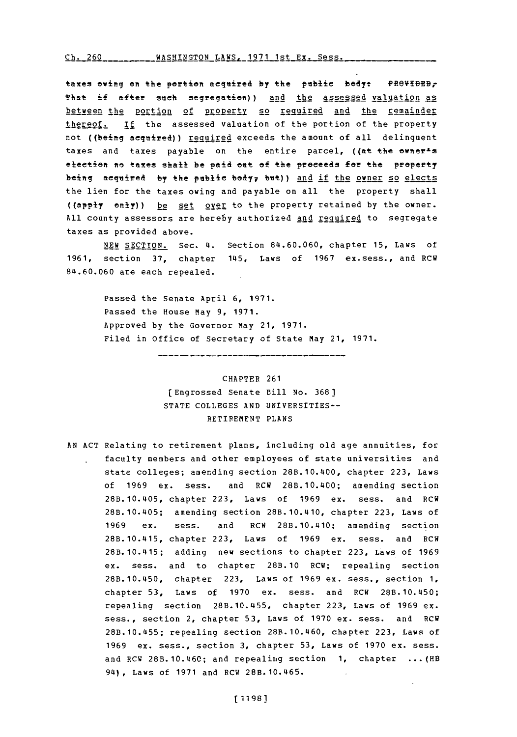taxes owing on the portion acquired by the public body: PROVIDED, That if after such segregation)) and the assessed valuation as between the portion of property so required and the remainder thereof. If the assessed valuation of the portion of the property not ((being acquired)) required exceeds the amount of all delinquent taxes and taxes payable on the entire parcel, ((at the owner's election no taxes shall be paid out of the proceeds for the property being acquired by the public body, but)) and if the owner so elects the lien for the taxes owing and payable on all the property shall ((apply only)) be set over to the property retained by the owner. All county assessors are hereby authorized and required to segregate taxes as provided above.

NEW SECTION. Sec. 4. Section 84.60.060, chapter 15, Laws of 1961, section 37, chapter 145, Laws of 1967 ex.sess., and RCW 84.60.060 are each repealed.

Passed the Senate April 6, 1971.
Passed the House May 9, 1971.
Approved by the Governor May 21, 1971.
Filed in Office of Secretary of State May 21, 1971.

---

CHAPTER 261
[Engrossed Senate Bill No. 368]
STATE COLLEGES AND UNIVERSITIES--
RETIREMENT PLANS

AN ACT Relating to retirement plans, including old age annuities, for faculty members and other employees of state universities and state colleges; amending section 28B.10.400, chapter 223, Laws of 1969 ex. sess. and RCW 28B.10.400; amending section 28B.10.405, chapter 223, Laws of 1969 ex. sess. and RCW 28B.10.405; amending section 28B.10.410, chapter 223, Laws of 1969 ex. sess. and RCW 28B.10.410; amending section 28B.10.415, chapter 223, Laws of 1969 ex. sess. and RCW 28B.10.415; adding new sections to chapter 223, Laws of 1969 ex. sess. and to chapter 28B.10 RCW; repealing section 28B.10.450, chapter 223, Laws of 1969 ex. sess., section 1, chapter 53, Laws of 1970 ex. sess. and RCW 28B.10.450; repealing section 28B.10.455, chapter 223, Laws of 1969 ex. sess., section 2, chapter 53, Laws of 1970 ex. sess. and RCW 28B.10.455; repealing section 28B.10.460, chapter 223, Laws of 1969 ex. sess., section 3, chapter 53, Laws of 1970 ex. sess. and RCW 28B.10.460; and repealing section 1, chapter ...(HB 94), Laws of 1971 and RCW 28B.10.465.